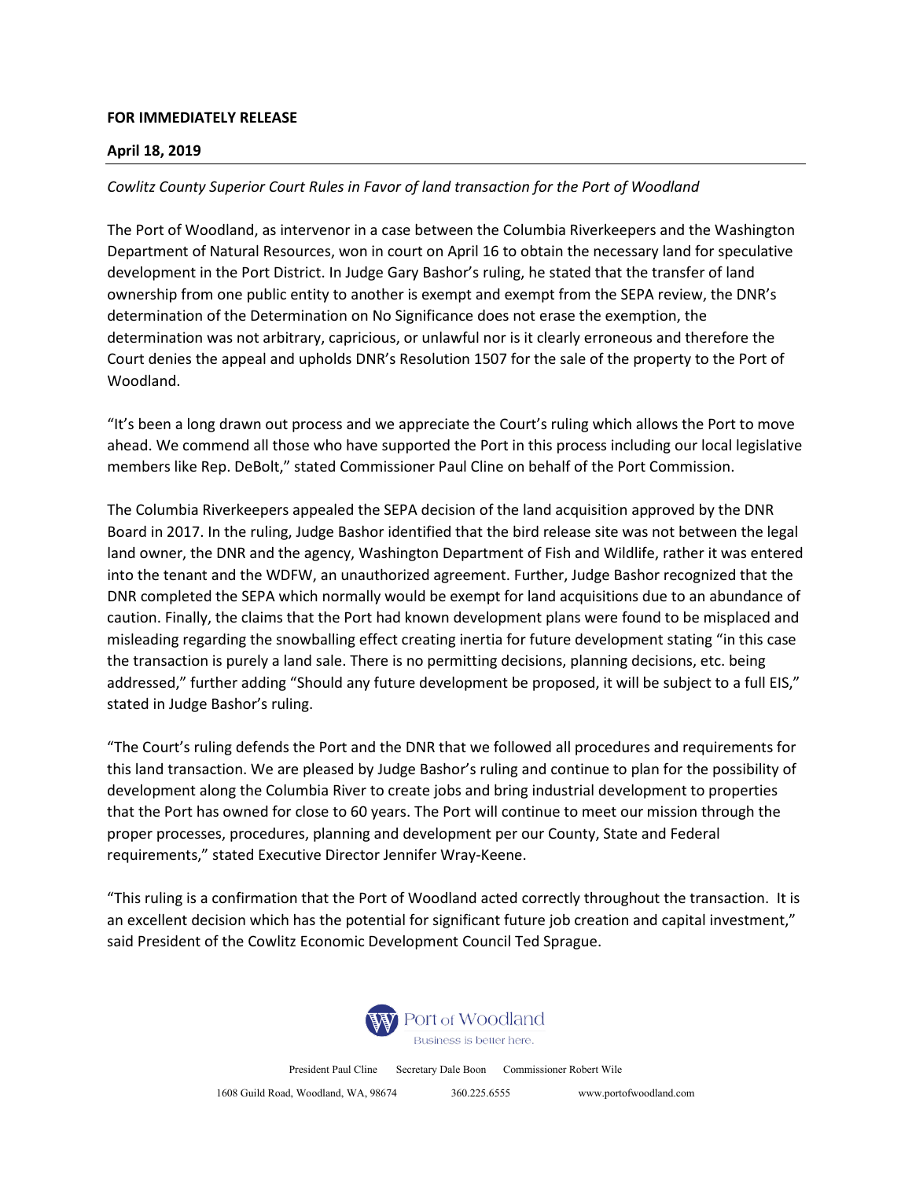**FOR IMMEDIATELY RELEASE**

**April 18, 2019**

*Cowlitz County Superior Court Rules in Favor of land transaction for the Port of Woodland*

The Port of Woodland, as intervenor in a case between the Columbia Riverkeepers and the Washington Department of Natural Resources, won in court on April 16 to obtain the necessary land for speculative development in the Port District. In Judge Gary Bashor's ruling, he stated that the transfer of land ownership from one public entity to another is exempt and exempt from the SEPA review, the DNR's determination of the Determination on No Significance does not erase the exemption, the determination was not arbitrary, capricious, or unlawful nor is it clearly erroneous and therefore the Court denies the appeal and upholds DNR's Resolution 1507 for the sale of the property to the Port of Woodland.

"It's been a long drawn out process and we appreciate the Court's ruling which allows the Port to move ahead. We commend all those who have supported the Port in this process including our local legislative members like Rep. DeBolt," stated Commissioner Paul Cline on behalf of the Port Commission.

The Columbia Riverkeepers appealed the SEPA decision of the land acquisition approved by the DNR Board in 2017. In the ruling, Judge Bashor identified that the bird release site was not between the legal land owner, the DNR and the agency, Washington Department of Fish and Wildlife, rather it was entered into the tenant and the WDFW, an unauthorized agreement. Further, Judge Bashor recognized that the DNR completed the SEPA which normally would be exempt for land acquisitions due to an abundance of caution. Finally, the claims that the Port had known development plans were found to be misplaced and misleading regarding the snowballing effect creating inertia for future development stating "in this case the transaction is purely a land sale. There is no permitting decisions, planning decisions, etc. being addressed," further adding "Should any future development be proposed, it will be subject to a full EIS," stated in Judge Bashor's ruling.

"The Court's ruling defends the Port and the DNR that we followed all procedures and requirements for this land transaction. We are pleased by Judge Bashor's ruling and continue to plan for the possibility of development along the Columbia River to create jobs and bring industrial development to properties that the Port has owned for close to 60 years. The Port will continue to meet our mission through the proper processes, procedures, planning and development per our County, State and Federal requirements," stated Executive Director Jennifer Wray-Keene.

"This ruling is a confirmation that the Port of Woodland acted correctly throughout the transaction. It is an excellent decision which has the potential for significant future job creation and capital investment," said President of the Cowlitz Economic Development Council Ted Sprague.

Port of Woodland
Business is better here.

President Paul Cline    Secretary Dale Boon    Commissioner Robert Wile

1608 Guild Road, Woodland, WA, 98674    360.225.6555    www.portofwoodland.com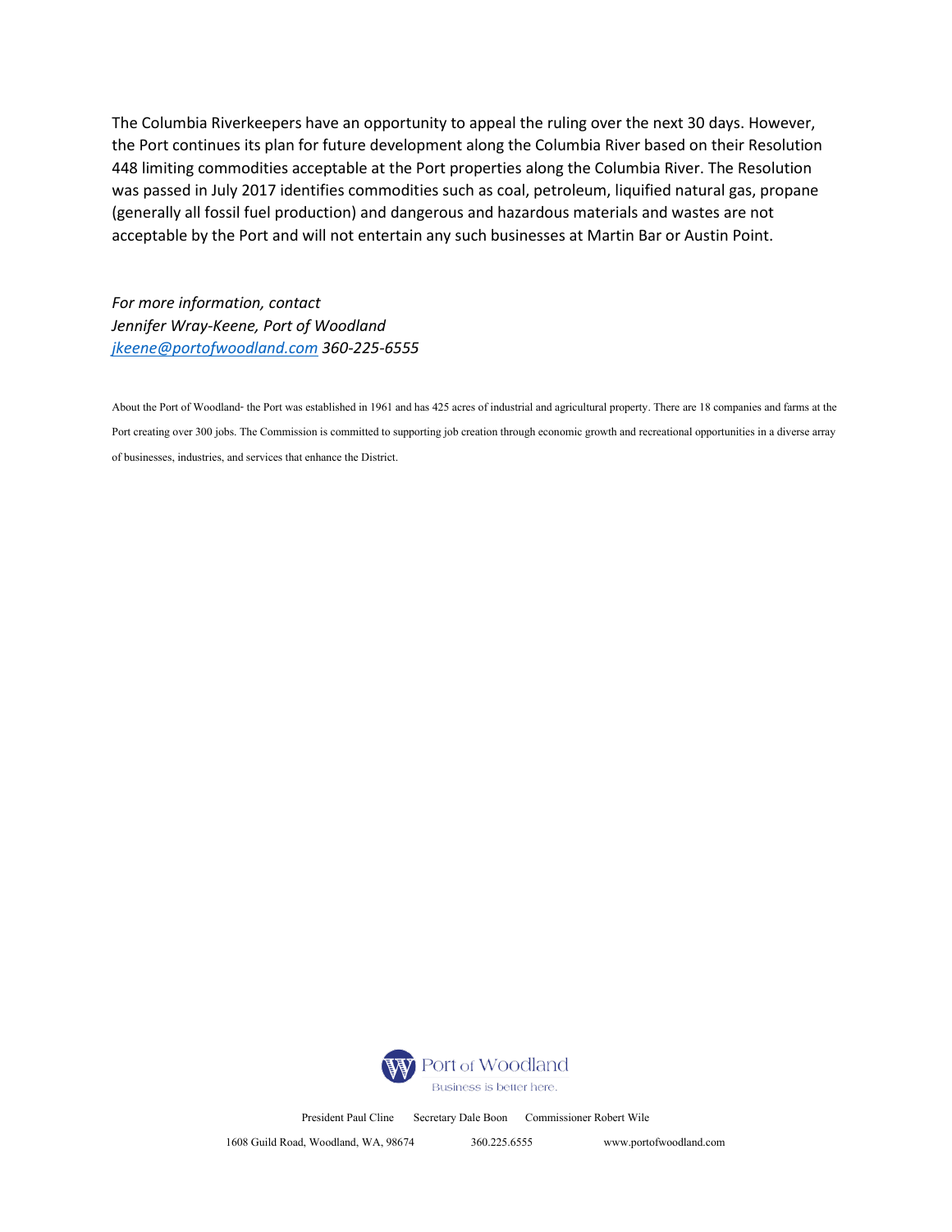The Columbia Riverkeepers have an opportunity to appeal the ruling over the next 30 days. However, the Port continues its plan for future development along the Columbia River based on their Resolution 448 limiting commodities acceptable at the Port properties along the Columbia River. The Resolution was passed in July 2017 identifies commodities such as coal, petroleum, liquified natural gas, propane (generally all fossil fuel production) and dangerous and hazardous materials and wastes are not acceptable by the Port and will not entertain any such businesses at Martin Bar or Austin Point.

*For more information, contact*
*Jennifer Wray-Keene, Port of Woodland*
*jkeene@portofwoodland.com 360-225-6555*

About the Port of Woodland- the Port was established in 1961 and has 425 acres of industrial and agricultural property. There are 18 companies and farms at the Port creating over 300 jobs. The Commission is committed to supporting job creation through economic growth and recreational opportunities in a diverse array of businesses, industries, and services that enhance the District.

Port of Woodland
Business is better here.

President Paul Cline    Secretary Dale Boon    Commissioner Robert Wile

1608 Guild Road, Woodland, WA, 98674    360.225.6555    www.portofwoodland.com